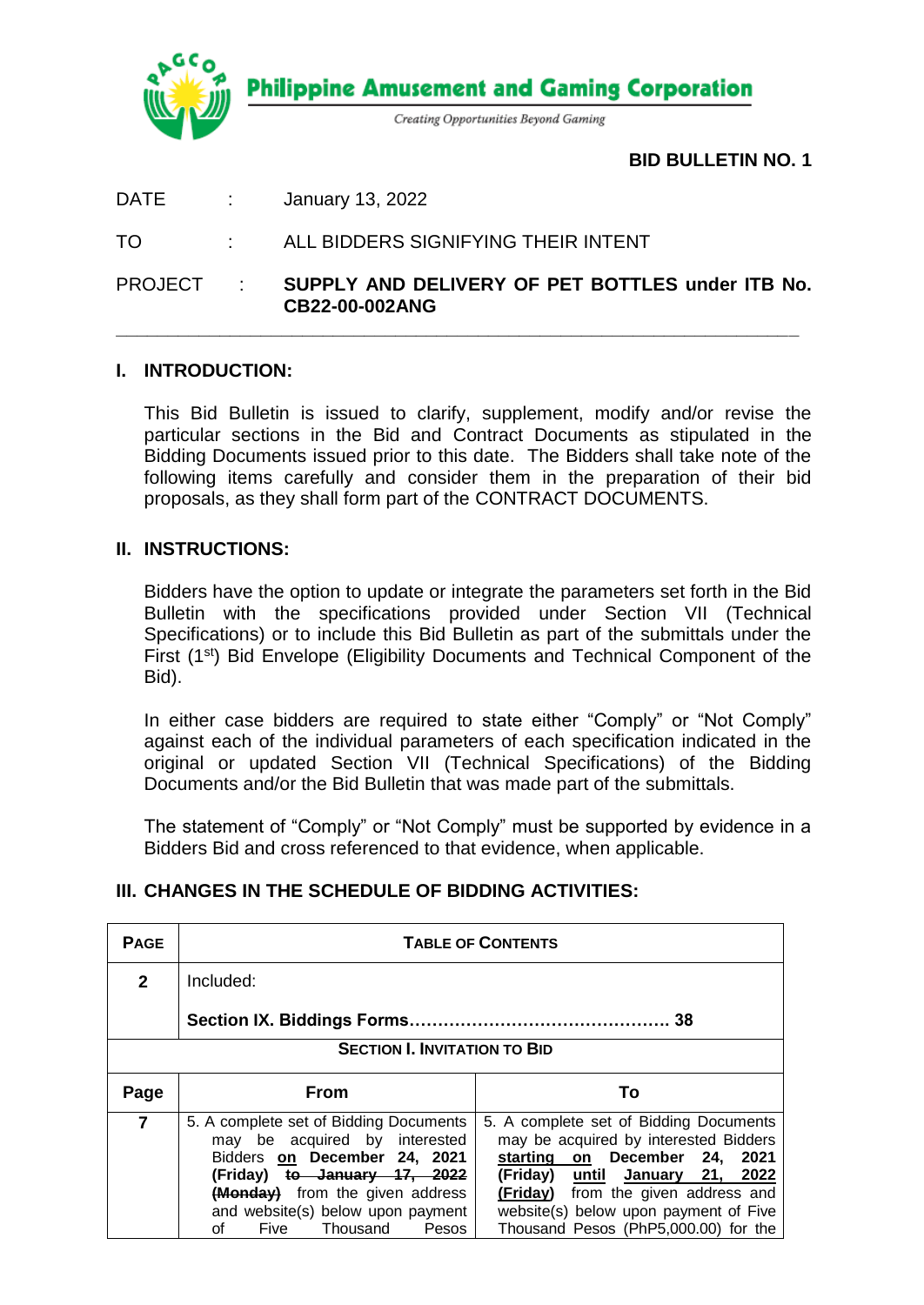**Philippine Amusement and Gaming Corporation**

*Creating Opportunities Beyond Gaming*

**BID BULLETIN NO. 1**

DATE : January 13, 2022

TO : ALL BIDDERS SIGNIFYING THEIR INTENT

PROJECT : **SUPPLY AND DELIVERY OF PET BOTTLES under ITB No. CB22-00-002ANG**

## I. INTRODUCTION:

This Bid Bulletin is issued to clarify, supplement, modify and/or revise the particular sections in the Bid and Contract Documents as stipulated in the Bidding Documents issued prior to this date. The Bidders shall take note of the following items carefully and consider them in the preparation of their bid proposals, as they shall form part of the CONTRACT DOCUMENTS.

## II. INSTRUCTIONS:

Bidders have the option to update or integrate the parameters set forth in the Bid Bulletin with the specifications provided under Section VII (Technical Specifications) or to include this Bid Bulletin as part of the submittals under the First (1st) Bid Envelope (Eligibility Documents and Technical Component of the Bid).

In either case bidders are required to state either "Comply" or "Not Comply" against each of the individual parameters of each specification indicated in the original or updated Section VII (Technical Specifications) of the Bidding Documents and/or the Bid Bulletin that was made part of the submittals.

The statement of "Comply" or "Not Comply" must be supported by evidence in a Bidders Bid and cross referenced to that evidence, when applicable.

## III. CHANGES IN THE SCHEDULE OF BIDDING ACTIVITIES:

| **PAGE** | **TABLE OF CONTENTS** | |
|---|---|---|
| **2** | Included:<br><br>**Section IX. Biddings Forms……………………………………… 38** | |
| **SECTION I. INVITATION TO BID** | | |
| **Page** | **From** | **To** |
| **7** | 5. A complete set of Bidding Documents may be acquired by interested Bidders **on December 24, 2021 (Friday)** ~~**to January 17, 2022 (Monday)**~~ from the given address and website(s) below upon payment of Five Thousand Pesos | 5. A complete set of Bidding Documents may be acquired by interested Bidders **starting on December 24, 2021 (Friday) until January 21, 2022 (Friday)** from the given address and website(s) below upon payment of Five Thousand Pesos (PhP5,000.00) for the |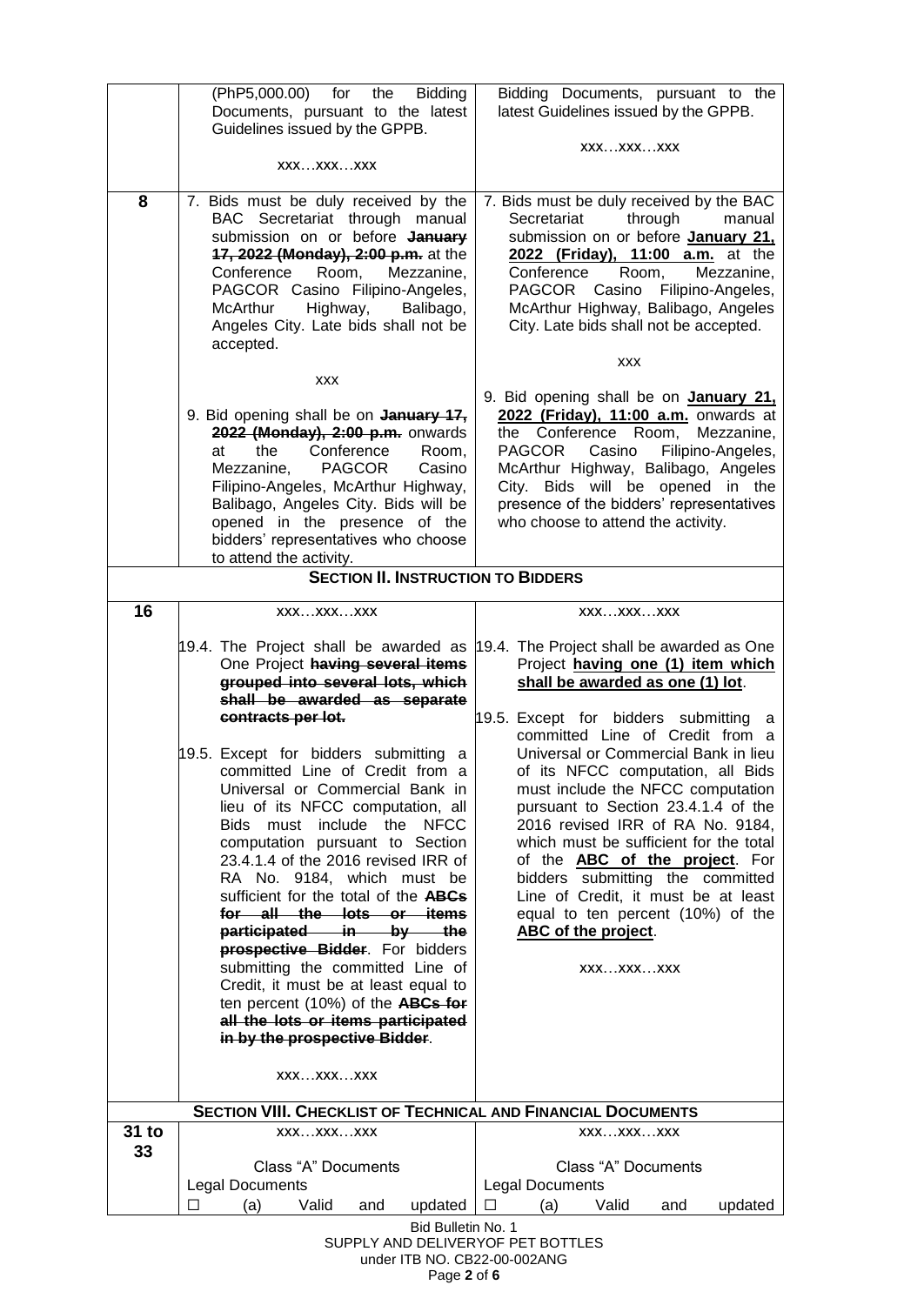| | | |
|---|---|---|
| | (PhP5,000.00) for the Bidding Documents, pursuant to the latest Guidelines issued by the GPPB.<br><br>xxx…xxx…xxx | Bidding Documents, pursuant to the latest Guidelines issued by the GPPB.<br><br>xxx…xxx…xxx |
| **8** | 7. Bids must be duly received by the BAC Secretariat through manual submission on or before ~~**January 17, 2022 (Monday), 2:00 p.m.**~~ at the Conference Room, Mezzanine, PAGCOR Casino Filipino-Angeles, McArthur Highway, Balibago, Angeles City. Late bids shall not be accepted.<br><br>xxx<br><br>9. Bid opening shall be on ~~**January 17, 2022 (Monday), 2:00 p.m.**~~ onwards at the Conference Room, Mezzanine, PAGCOR Casino Filipino-Angeles, McArthur Highway, Balibago, Angeles City. Bids will be opened in the presence of the bidders' representatives who choose to attend the activity. | 7. Bids must be duly received by the BAC Secretariat through manual submission on or before <u>**January 21, 2022 (Friday), 11:00 a.m.**</u> at the Conference Room, Mezzanine, PAGCOR Casino Filipino-Angeles, McArthur Highway, Balibago, Angeles City. Late bids shall not be accepted.<br><br>xxx<br><br>9. Bid opening shall be on <u>**January 21, 2022 (Friday), 11:00 a.m.**</u> onwards at the Conference Room, Mezzanine, PAGCOR Casino Filipino-Angeles, McArthur Highway, Balibago, Angeles City. Bids will be opened in the presence of the bidders' representatives who choose to attend the activity. |
| | **SECTION II. INSTRUCTION TO BIDDERS** | |
| **16** | xxx…xxx…xxx<br><br>19.4. The Project shall be awarded as One Project ~~**having several items grouped into several lots, which shall be awarded as separate contracts per lot.**~~<br><br>19.5. Except for bidders submitting a committed Line of Credit from a Universal or Commercial Bank in lieu of its NFCC computation, all Bids must include the NFCC computation pursuant to Section 23.4.1.4 of the 2016 revised IRR of RA No. 9184, which must be sufficient for the total of the ~~**ABCs for all the lots or items participated in by the prospective Bidder**~~. For bidders submitting the committed Line of Credit, it must be at least equal to ten percent (10%) of the ~~**ABCs for all the lots or items participated in by the prospective Bidder**~~.<br><br>xxx…xxx…xxx | xxx…xxx…xxx<br><br>19.4. The Project shall be awarded as One Project <u>**having one (1) item which shall be awarded as one (1) lot**</u>.<br><br>19.5. Except for bidders submitting a committed Line of Credit from a Universal or Commercial Bank in lieu of its NFCC computation, all Bids must include the NFCC computation pursuant to Section 23.4.1.4 of the 2016 revised IRR of RA No. 9184, which must be sufficient for the total of the <u>**ABC of the project**</u>. For bidders submitting the committed Line of Credit, it must be at least equal to ten percent (10%) of the <u>**ABC of the project**</u>.<br><br>xxx…xxx…xxx |
| | **SECTION VIII. CHECKLIST OF TECHNICAL AND FINANCIAL DOCUMENTS** | |
| **31 to 33** | xxx…xxx…xxx<br><br>Class "A" Documents<br>Legal Documents<br>☐ (a) Valid and updated | xxx…xxx…xxx<br><br>Class "A" Documents<br>Legal Documents<br>☐ (a) Valid and updated |

Bid Bulletin No. 1
SUPPLY AND DELIVERYOF PET BOTTLES
under ITB NO. CB22-00-002ANG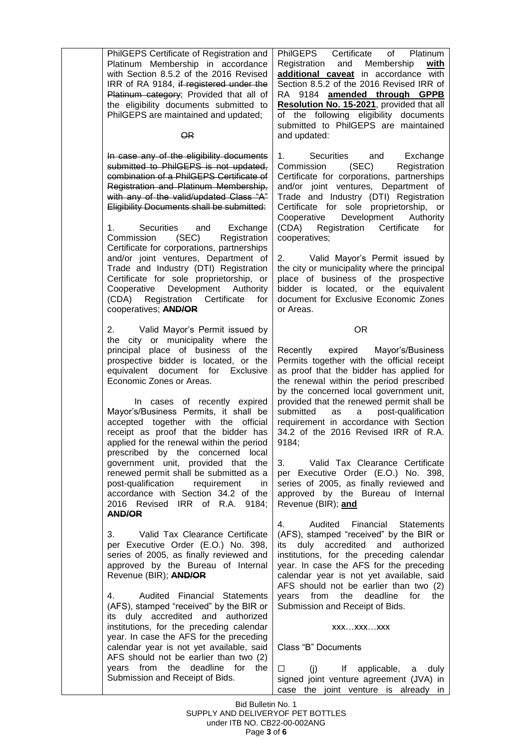| | | |
|---|---|---|
| | PhilGEPS Certificate of Registration and Platinum Membership in accordance with Section 8.5.2 of the 2016 Revised IRR of RA 9184, ~~if registered under the Platinum category~~; Provided that all of the eligibility documents submitted to PhilGEPS are maintained and updated;<br><br>~~OR~~<br><br>~~In case any of the eligibility documents submitted to PhilGEPS is not updated, combination of a PhilGEPS Certificate of Registration and Platinum Membership, with any of the valid/updated Class "A" Eligibility Documents shall be submitted:~~<br><br>1. Securities and Exchange Commission (SEC) Registration Certificate for corporations, partnerships and/or joint ventures, Department of Trade and Industry (DTI) Registration Certificate for sole proprietorship, or Cooperative Development Authority (CDA) Registration Certificate for cooperatives; ~~**AND/OR**~~<br><br>2. Valid Mayor's Permit issued by the city or municipality where the principal place of business of the prospective bidder is located, or the equivalent document for Exclusive Economic Zones or Areas.<br><br>In cases of recently expired Mayor's/Business Permits, it shall be accepted together with the official receipt as proof that the bidder has applied for the renewal within the period prescribed by the concerned local government unit, provided that the renewed permit shall be submitted as a post-qualification requirement in accordance with Section 34.2 of the 2016 Revised IRR of R.A. 9184; ~~**AND/OR**~~<br><br>3. Valid Tax Clearance Certificate per Executive Order (E.O.) No. 398, series of 2005, as finally reviewed and approved by the Bureau of Internal Revenue (BIR); ~~**AND/OR**~~<br><br>4. Audited Financial Statements (AFS), stamped "received" by the BIR or its duly accredited and authorized institutions, for the preceding calendar year. In case the AFS for the preceding calendar year is not yet available, said AFS should not be earlier than two (2) years from the deadline for the Submission and Receipt of Bids. | PhilGEPS Certificate of Platinum Registration and Membership <u>**with additional caveat**</u> in accordance with Section 8.5.2 of the 2016 Revised IRR of RA 9184 <u>**amended through GPPB Resolution No. 15-2021**</u>, provided that all of the following eligibility documents submitted to PhilGEPS are maintained and updated:<br><br>1. Securities and Exchange Commission (SEC) Registration Certificate for corporations, partnerships and/or joint ventures, Department of Trade and Industry (DTI) Registration Certificate for sole proprietorship, or Cooperative Development Authority (CDA) Registration Certificate for cooperatives;<br><br>2. Valid Mayor's Permit issued by the city or municipality where the principal place of business of the prospective bidder is located, or the equivalent document for Exclusive Economic Zones or Areas.<br><br>OR<br><br>Recently expired Mayor's/Business Permits together with the official receipt as proof that the bidder has applied for the renewal within the period prescribed by the concerned local government unit, provided that the renewed permit shall be submitted as a post-qualification requirement in accordance with Section 34.2 of the 2016 Revised IRR of R.A. 9184;<br><br>3. Valid Tax Clearance Certificate per Executive Order (E.O.) No. 398, series of 2005, as finally reviewed and approved by the Bureau of Internal Revenue (BIR); <u>**and**</u><br><br>4. Audited Financial Statements (AFS), stamped "received" by the BIR or its duly accredited and authorized institutions, for the preceding calendar year. In case the AFS for the preceding calendar year is not yet available, said AFS should not be earlier than two (2) years from the deadline for the Submission and Receipt of Bids.<br><br>xxx…xxx…xxx<br><br>Class "B" Documents<br><br>☐ (j) If applicable, a duly signed joint venture agreement (JVA) in case the joint venture is already in |

Bid Bulletin No. 1
SUPPLY AND DELIVERYOF PET BOTTLES
under ITB NO. CB22-00-002ANG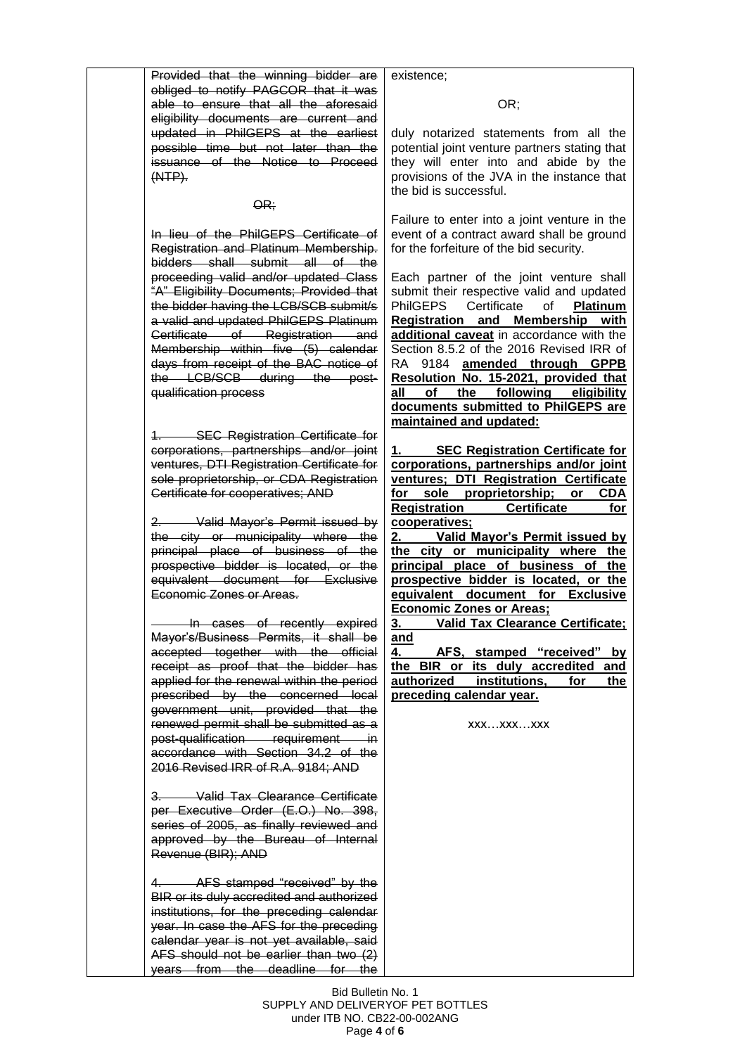| | | |
|---|---|---|
| | ~~Provided that the winning bidder are obliged to notify PAGCOR that it was able to ensure that all the aforesaid eligibility documents are current and updated in PhilGEPS at the earliest possible time but not later than the issuance of the Notice to Proceed (NTP).~~<br><br>~~OR;~~<br><br>~~In lieu of the PhilGEPS Certificate of Registration and Platinum Membership. bidders shall submit all of the proceeding valid and/or updated Class "A" Eligibility Documents; Provided that the bidder having the LCB/SCB submit/s a valid and updated PhilGEPS Platinum Certificate of Registration and Membership within five (5) calendar days from receipt of the BAC notice of the LCB/SCB during the post-qualification process~~<br><br>~~1. SEC Registration Certificate for corporations, partnerships and/or joint ventures, DTI Registration Certificate for sole proprietorship, or CDA Registration Certificate for cooperatives; AND~~<br><br>~~2. Valid Mayor's Permit issued by the city or municipality where the principal place of business of the prospective bidder is located, or the equivalent document for Exclusive Economic Zones or Areas.~~<br><br>~~In cases of recently expired Mayor's/Business Permits, it shall be accepted together with the official receipt as proof that the bidder has applied for the renewal within the period prescribed by the concerned local government unit, provided that the renewed permit shall be submitted as a post-qualification requirement in accordance with Section 34.2 of the 2016 Revised IRR of R.A. 9184; AND~~<br><br>~~3. Valid Tax Clearance Certificate per Executive Order (E.O.) No. 398, series of 2005, as finally reviewed and approved by the Bureau of Internal Revenue (BIR); AND~~<br><br>~~4. AFS stamped "received" by the BIR or its duly accredited and authorized institutions, for the preceding calendar year. In case the AFS for the preceding calendar year is not yet available, said AFS should not be earlier than two (2) years from the deadline for the~~ | existence;<br><br>OR;<br><br>duly notarized statements from all the potential joint venture partners stating that they will enter into and abide by the provisions of the JVA in the instance that the bid is successful.<br><br>Failure to enter into a joint venture in the event of a contract award shall be ground for the forfeiture of the bid security.<br><br>Each partner of the joint venture shall submit their respective valid and updated PhilGEPS Certificate of **<u>Platinum Registration and Membership with additional caveat</u>** in accordance with the Section 8.5.2 of the 2016 Revised IRR of RA 9184 **<u>amended through GPPB Resolution No. 15-2021, provided that all of the following eligibility documents submitted to PhilGEPS are maintained and updated:</u>**<br><br>**<u>1. SEC Registration Certificate for corporations, partnerships and/or joint ventures; DTI Registration Certificate for sole proprietorship; or CDA Registration Certificate for cooperatives;</u>**<br>**<u>2. Valid Mayor's Permit issued by the city or municipality where the principal place of business of the prospective bidder is located, or the equivalent document for Exclusive Economic Zones or Areas;</u>**<br>**<u>3. Valid Tax Clearance Certificate; and</u>**<br>**<u>4. AFS, stamped "received" by the BIR or its duly accredited and authorized institutions, for the preceding calendar year.</u>**<br><br>xxx…xxx…xxx |

Bid Bulletin No. 1
SUPPLY AND DELIVERYOF PET BOTTLES
under ITB NO. CB22-00-002ANG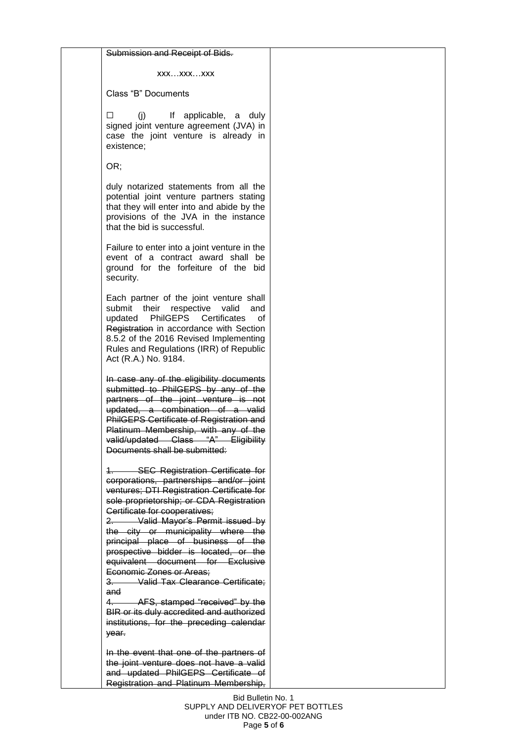| | | |
|---|---|---|
| | ~~Submission and Receipt of Bids.~~<br><br>xxx…xxx…xxx<br><br>Class "B" Documents<br><br>☐ (j) If applicable, a duly signed joint venture agreement (JVA) in case the joint venture is already in existence;<br><br>OR;<br><br>duly notarized statements from all the potential joint venture partners stating that they will enter into and abide by the provisions of the JVA in the instance that the bid is successful.<br><br>Failure to enter into a joint venture in the event of a contract award shall be ground for the forfeiture of the bid security.<br><br>Each partner of the joint venture shall submit their respective valid and updated PhilGEPS Certificates of ~~Registration~~ in accordance with Section 8.5.2 of the 2016 Revised Implementing Rules and Regulations (IRR) of Republic Act (R.A.) No. 9184.<br><br>~~In case any of the eligibility documents submitted to PhilGEPS by any of the partners of the joint venture is not updated, a combination of a valid PhilGEPS Certificate of Registration and Platinum Membership, with any of the valid/updated Class "A" Eligibility Documents shall be submitted:~~<br><br>~~1. SEC Registration Certificate for corporations, partnerships and/or joint ventures; DTI Registration Certificate for sole proprietorship; or CDA Registration Certificate for cooperatives;~~<br>~~2. Valid Mayor's Permit issued by the city or municipality where the principal place of business of the prospective bidder is located, or the equivalent document for Exclusive Economic Zones or Areas;~~<br>~~3. Valid Tax Clearance Certificate; and~~<br>~~4. AFS, stamped "received" by the BIR or its duly accredited and authorized institutions, for the preceding calendar year.~~<br><br>~~In the event that one of the partners of the joint venture does not have a valid and updated PhilGEPS Certificate of Registration and Platinum Membership,~~ | |

Bid Bulletin No. 1
SUPPLY AND DELIVERYOF PET BOTTLES
under ITB NO. CB22-00-002ANG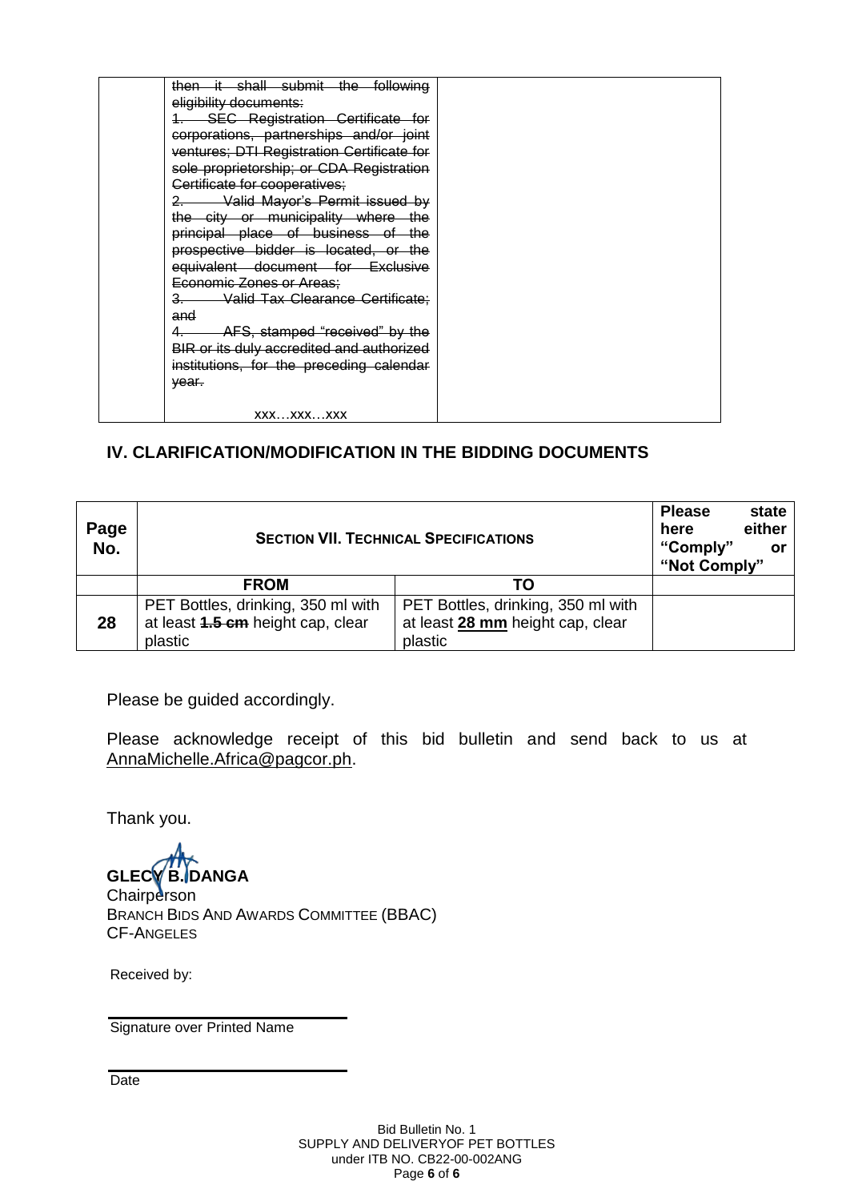| | | |
|---|---|---|
| | ~~then it shall submit the following eligibility documents:~~<br>~~1. SEC Registration Certificate for corporations, partnerships and/or joint ventures; DTI Registration Certificate for sole proprietorship; or CDA Registration Certificate for cooperatives;~~<br>~~2. Valid Mayor's Permit issued by the city or municipality where the principal place of business of the prospective bidder is located, or the equivalent document for Exclusive Economic Zones or Areas;~~<br>~~3. Valid Tax Clearance Certificate; and~~<br>~~4. AFS, stamped "received" by the BIR or its duly accredited and authorized institutions, for the preceding calendar year.~~<br><br>xxx…xxx…xxx | |

## IV. CLARIFICATION/MODIFICATION IN THE BIDDING DOCUMENTS

| Page No. | SECTION VII. TECHNICAL SPECIFICATIONS | | Please state here either "Comply" or "Not Comply" |
|---|---|---|---|
| | **FROM** | **TO** | |
| **28** | PET Bottles, drinking, 350 ml with at least ~~**1.5 cm**~~ height cap, clear plastic | PET Bottles, drinking, 350 ml with at least **28 mm** height cap, clear plastic | |

Please be guided accordingly.

Please acknowledge receipt of this bid bulletin and send back to us at AnnaMichelle.Africa@pagcor.ph.

Thank you.

**GLECY B. DANGA**
Chairperson
BRANCH BIDS AND AWARDS COMMITTEE (BBAC)
CF-ANGELES

Received by:

Signature over Printed Name

Date

Bid Bulletin No. 1
SUPPLY AND DELIVERYOF PET BOTTLES
under ITB NO. CB22-00-002ANG